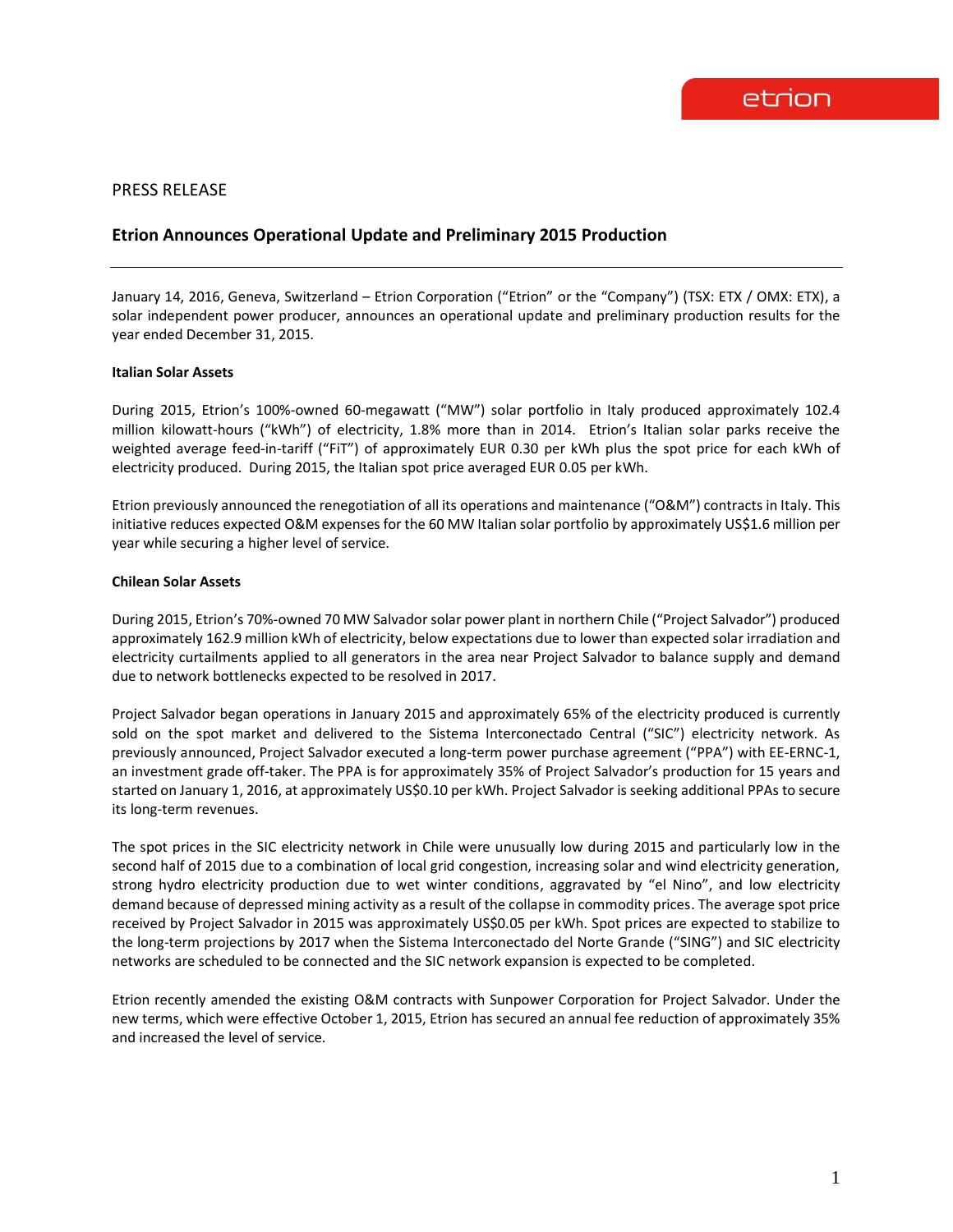PRESS RELEASE

# Etrion Announces Operational Update and Preliminary 2015 Production

---

January 14, 2016, Geneva, Switzerland – Etrion Corporation ("Etrion" or the "Company") (TSX: ETX / OMX: ETX), a solar independent power producer, announces an operational update and preliminary production results for the year ended December 31, 2015.

**Italian Solar Assets**

During 2015, Etrion's 100%-owned 60-megawatt ("MW") solar portfolio in Italy produced approximately 102.4 million kilowatt-hours ("kWh") of electricity, 1.8% more than in 2014. Etrion's Italian solar parks receive the weighted average feed-in-tariff ("FiT") of approximately EUR 0.30 per kWh plus the spot price for each kWh of electricity produced. During 2015, the Italian spot price averaged EUR 0.05 per kWh.

Etrion previously announced the renegotiation of all its operations and maintenance ("O&M") contracts in Italy. This initiative reduces expected O&M expenses for the 60 MW Italian solar portfolio by approximately US$1.6 million per year while securing a higher level of service.

**Chilean Solar Assets**

During 2015, Etrion's 70%-owned 70 MW Salvador solar power plant in northern Chile ("Project Salvador") produced approximately 162.9 million kWh of electricity, below expectations due to lower than expected solar irradiation and electricity curtailments applied to all generators in the area near Project Salvador to balance supply and demand due to network bottlenecks expected to be resolved in 2017.

Project Salvador began operations in January 2015 and approximately 65% of the electricity produced is currently sold on the spot market and delivered to the Sistema Interconectado Central ("SIC") electricity network. As previously announced, Project Salvador executed a long-term power purchase agreement ("PPA") with EE-ERNC-1, an investment grade off-taker. The PPA is for approximately 35% of Project Salvador's production for 15 years and started on January 1, 2016, at approximately US$0.10 per kWh. Project Salvador is seeking additional PPAs to secure its long-term revenues.

The spot prices in the SIC electricity network in Chile were unusually low during 2015 and particularly low in the second half of 2015 due to a combination of local grid congestion, increasing solar and wind electricity generation, strong hydro electricity production due to wet winter conditions, aggravated by "el Nino", and low electricity demand because of depressed mining activity as a result of the collapse in commodity prices. The average spot price received by Project Salvador in 2015 was approximately US$0.05 per kWh. Spot prices are expected to stabilize to the long-term projections by 2017 when the Sistema Interconectado del Norte Grande ("SING") and SIC electricity networks are scheduled to be connected and the SIC network expansion is expected to be completed.

Etrion recently amended the existing O&M contracts with Sunpower Corporation for Project Salvador. Under the new terms, which were effective October 1, 2015, Etrion has secured an annual fee reduction of approximately 35% and increased the level of service.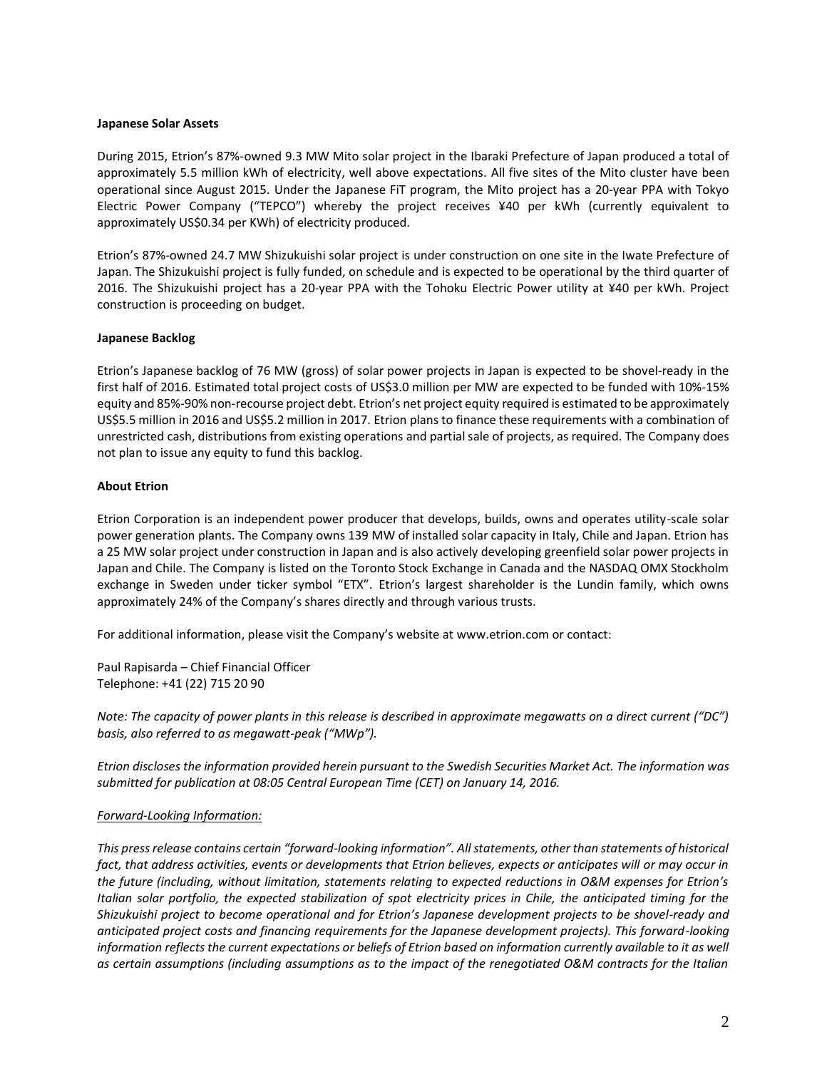**Japanese Solar Assets**

During 2015, Etrion's 87%-owned 9.3 MW Mito solar project in the Ibaraki Prefecture of Japan produced a total of approximately 5.5 million kWh of electricity, well above expectations. All five sites of the Mito cluster have been operational since August 2015. Under the Japanese FiT program, the Mito project has a 20-year PPA with Tokyo Electric Power Company ("TEPCO") whereby the project receives ¥40 per kWh (currently equivalent to approximately US$0.34 per KWh) of electricity produced.

Etrion's 87%-owned 24.7 MW Shizukuishi solar project is under construction on one site in the Iwate Prefecture of Japan. The Shizukuishi project is fully funded, on schedule and is expected to be operational by the third quarter of 2016. The Shizukuishi project has a 20-year PPA with the Tohoku Electric Power utility at ¥40 per kWh. Project construction is proceeding on budget.

**Japanese Backlog**

Etrion's Japanese backlog of 76 MW (gross) of solar power projects in Japan is expected to be shovel-ready in the first half of 2016. Estimated total project costs of US$3.0 million per MW are expected to be funded with 10%-15% equity and 85%-90% non-recourse project debt. Etrion's net project equity required is estimated to be approximately US$5.5 million in 2016 and US$5.2 million in 2017. Etrion plans to finance these requirements with a combination of unrestricted cash, distributions from existing operations and partial sale of projects, as required. The Company does not plan to issue any equity to fund this backlog.

**About Etrion**

Etrion Corporation is an independent power producer that develops, builds, owns and operates utility-scale solar power generation plants. The Company owns 139 MW of installed solar capacity in Italy, Chile and Japan. Etrion has a 25 MW solar project under construction in Japan and is also actively developing greenfield solar power projects in Japan and Chile. The Company is listed on the Toronto Stock Exchange in Canada and the NASDAQ OMX Stockholm exchange in Sweden under ticker symbol "ETX". Etrion's largest shareholder is the Lundin family, which owns approximately 24% of the Company's shares directly and through various trusts.

For additional information, please visit the Company's website at www.etrion.com or contact:

Paul Rapisarda – Chief Financial Officer
Telephone: +41 (22) 715 20 90

*Note: The capacity of power plants in this release is described in approximate megawatts on a direct current ("DC") basis, also referred to as megawatt-peak ("MWp").*

*Etrion discloses the information provided herein pursuant to the Swedish Securities Market Act. The information was submitted for publication at 08:05 Central European Time (CET) on January 14, 2016.*

*<u>Forward-Looking Information:</u>*

*This press release contains certain "forward-looking information". All statements, other than statements of historical fact, that address activities, events or developments that Etrion believes, expects or anticipates will or may occur in the future (including, without limitation, statements relating to expected reductions in O&M expenses for Etrion's Italian solar portfolio, the expected stabilization of spot electricity prices in Chile, the anticipated timing for the Shizukuishi project to become operational and for Etrion's Japanese development projects to be shovel-ready and anticipated project costs and financing requirements for the Japanese development projects). This forward-looking information reflects the current expectations or beliefs of Etrion based on information currently available to it as well as certain assumptions (including assumptions as to the impact of the renegotiated O&M contracts for the Italian*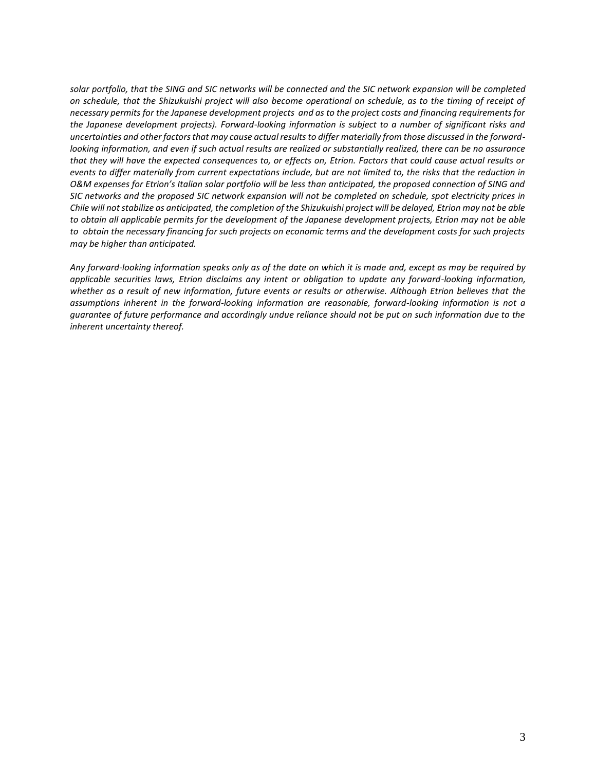*solar portfolio, that the SING and SIC networks will be connected and the SIC network expansion will be completed on schedule, that the Shizukuishi project will also become operational on schedule, as to the timing of receipt of necessary permits for the Japanese development projects and as to the project costs and financing requirements for the Japanese development projects). Forward-looking information is subject to a number of significant risks and uncertainties and other factors that may cause actual results to differ materially from those discussed in the forward-looking information, and even if such actual results are realized or substantially realized, there can be no assurance that they will have the expected consequences to, or effects on, Etrion. Factors that could cause actual results or events to differ materially from current expectations include, but are not limited to, the risks that the reduction in O&M expenses for Etrion's Italian solar portfolio will be less than anticipated, the proposed connection of SING and SIC networks and the proposed SIC network expansion will not be completed on schedule, spot electricity prices in Chile will not stabilize as anticipated, the completion of the Shizukuishi project will be delayed, Etrion may not be able to obtain all applicable permits for the development of the Japanese development projects, Etrion may not be able to obtain the necessary financing for such projects on economic terms and the development costs for such projects may be higher than anticipated.*

*Any forward-looking information speaks only as of the date on which it is made and, except as may be required by applicable securities laws, Etrion disclaims any intent or obligation to update any forward-looking information, whether as a result of new information, future events or results or otherwise. Although Etrion believes that the assumptions inherent in the forward-looking information are reasonable, forward-looking information is not a guarantee of future performance and accordingly undue reliance should not be put on such information due to the inherent uncertainty thereof.*